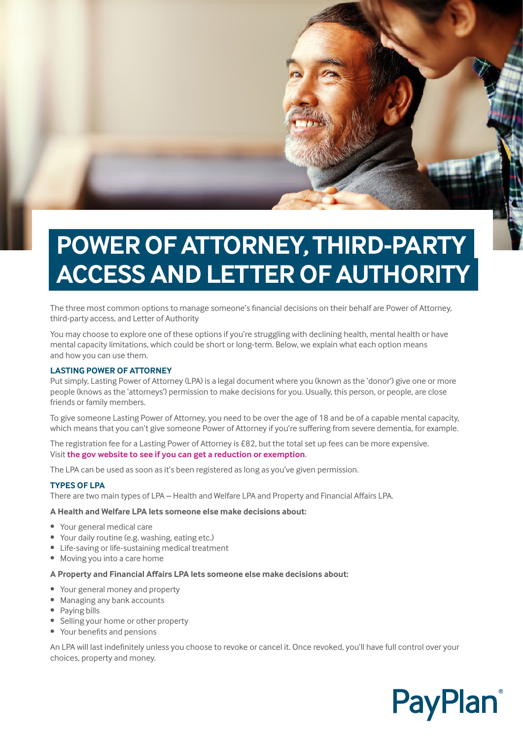# POWER OF ATTORNEY, THIRD-PARTY ACCESS AND LETTER OF AUTHORITY

The three most common options to manage someone's financial decisions on their behalf are Power of Attorney, third-party access, and Letter of Authority

You may choose to explore one of these options if you're struggling with declining health, mental health or have mental capacity limitations, which could be short or long-term. Below, we explain what each option means and how you can use them.

## LASTING POWER OF ATTORNEY

Put simply, Lasting Power of Attorney (LPA) is a legal document where you (known as the 'donor') give one or more people (knows as the 'attorneys') permission to make decisions for you. Usually, this person, or people, are close friends or family members.

To give someone Lasting Power of Attorney, you need to be over the age of 18 and be of a capable mental capacity, which means that you can't give someone Power of Attorney if you're suffering from severe dementia, for example.

The registration fee for a Lasting Power of Attorney is £82, but the total set up fees can be more expensive. Visit **the gov website to see if you can get a reduction or exemption**.

The LPA can be used as soon as it's been registered as long as you've given permission.

## TYPES OF LPA

There are two main types of LPA – Health and Welfare LPA and Property and Financial Affairs LPA.

**A Health and Welfare LPA lets someone else make decisions about:**

- Your general medical care
- Your daily routine (e.g. washing, eating etc.)
- Life-saving or life-sustaining medical treatment
- Moving you into a care home

**A Property and Financial Affairs LPA lets someone else make decisions about:**

- Your general money and property
- Managing any bank accounts
- Paying bills
- Selling your home or other property
- Your benefits and pensions

An LPA will last indefinitely unless you choose to revoke or cancel it. Once revoked, you'll have full control over your choices, property and money.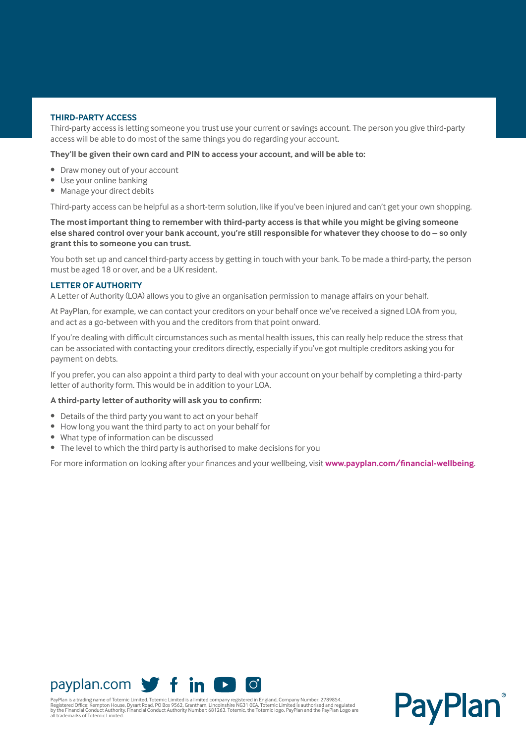## THIRD-PARTY ACCESS

Third-party access is letting someone you trust use your current or savings account. The person you give third-party access will be able to do most of the same things you do regarding your account.

**They'll be given their own card and PIN to access your account, and will be able to:**

- Draw money out of your account
- Use your online banking
- Manage your direct debits

Third-party access can be helpful as a short-term solution, like if you've been injured and can't get your own shopping.

**The most important thing to remember with third-party access is that while you might be giving someone else shared control over your bank account, you're still responsible for whatever they choose to do – so only grant this to someone you can trust.**

You both set up and cancel third-party access by getting in touch with your bank. To be made a third-party, the person must be aged 18 or over, and be a UK resident.

## LETTER OF AUTHORITY

A Letter of Authority (LOA) allows you to give an organisation permission to manage affairs on your behalf.

At PayPlan, for example, we can contact your creditors on your behalf once we've received a signed LOA from you, and act as a go-between with you and the creditors from that point onward.

If you're dealing with difficult circumstances such as mental health issues, this can really help reduce the stress that can be associated with contacting your creditors directly, especially if you've got multiple creditors asking you for payment on debts.

If you prefer, you can also appoint a third party to deal with your account on your behalf by completing a third-party letter of authority form. This would be in addition to your LOA.

**A third-party letter of authority will ask you to confirm:**

- Details of the third party you want to act on your behalf
- How long you want the third party to act on your behalf for
- What type of information can be discussed
- The level to which the third party is authorised to make decisions for you

For more information on looking after your finances and your wellbeing, visit **www.payplan.com/financial-wellbeing**.

payplan.com

PayPlan is a trading name of Totemic Limited. Totemic Limited is a limited company registered in England, Company Number: 2789854. Registered Office: Kempton House, Dysart Road, PO Box 9562, Grantham, Lincolnshire NG31 0EA. Totemic Limited is authorised and regulated by the Financial Conduct Authority. Financial Conduct Authority Number: 681263. Totemic, the Totemic logo, PayPlan and the PayPlan Logo are all trademarks of Totemic Limited.

PayPlan®